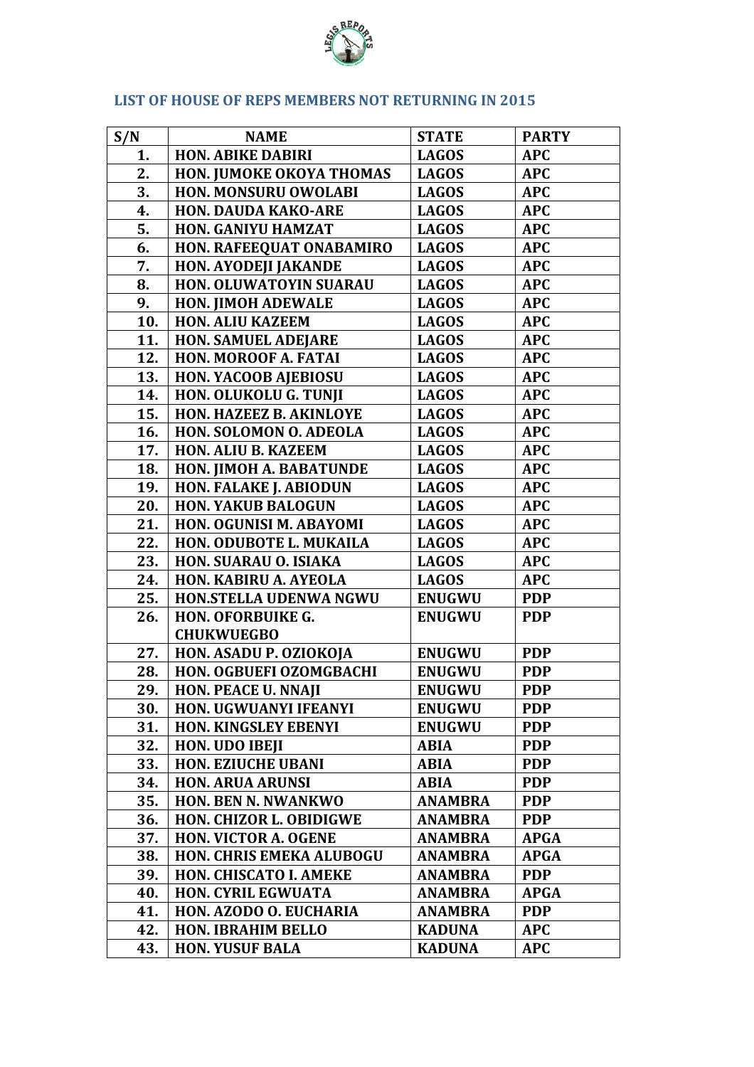## LIST OF HOUSE OF REPS MEMBERS NOT RETURNING IN 2015

| S/N | NAME | STATE | PARTY |
|---|---|---|---|
| 1. | HON. ABIKE DABIRI | LAGOS | APC |
| 2. | HON. JUMOKE OKOYA THOMAS | LAGOS | APC |
| 3. | HON. MONSURU OWOLABI | LAGOS | APC |
| 4. | HON. DAUDA KAKO-ARE | LAGOS | APC |
| 5. | HON. GANIYU HAMZAT | LAGOS | APC |
| 6. | HON. RAFEEQUAT ONABAMIRO | LAGOS | APC |
| 7. | HON. AYODEJI JAKANDE | LAGOS | APC |
| 8. | HON. OLUWATOYIN SUARAU | LAGOS | APC |
| 9. | HON. JIMOH ADEWALE | LAGOS | APC |
| 10. | HON. ALIU KAZEEM | LAGOS | APC |
| 11. | HON. SAMUEL ADEJARE | LAGOS | APC |
| 12. | HON. MOROOF A. FATAI | LAGOS | APC |
| 13. | HON. YACOOB AJEBIOSU | LAGOS | APC |
| 14. | HON. OLUKOLU G. TUNJI | LAGOS | APC |
| 15. | HON. HAZEEZ B. AKINLOYE | LAGOS | APC |
| 16. | HON. SOLOMON O. ADEOLA | LAGOS | APC |
| 17. | HON. ALIU B. KAZEEM | LAGOS | APC |
| 18. | HON. JIMOH A. BABATUNDE | LAGOS | APC |
| 19. | HON. FALAKE J. ABIODUN | LAGOS | APC |
| 20. | HON. YAKUB BALOGUN | LAGOS | APC |
| 21. | HON. OGUNISI M. ABAYOMI | LAGOS | APC |
| 22. | HON. ODUBOTE L. MUKAILA | LAGOS | APC |
| 23. | HON. SUARAU O. ISIAKA | LAGOS | APC |
| 24. | HON. KABIRU A. AYEOLA | LAGOS | APC |
| 25. | HON.STELLA UDENWA NGWU | ENUGWU | PDP |
| 26. | HON. OFORBUIKE G. CHUKWUEGBO | ENUGWU | PDP |
| 27. | HON. ASADU P. OZIOKOJA | ENUGWU | PDP |
| 28. | HON. OGBUEFI OZOMGBACHI | ENUGWU | PDP |
| 29. | HON. PEACE U. NNAJI | ENUGWU | PDP |
| 30. | HON. UGWUANYI IFEANYI | ENUGWU | PDP |
| 31. | HON. KINGSLEY EBENYI | ENUGWU | PDP |
| 32. | HON. UDO IBEJI | ABIA | PDP |
| 33. | HON. EZIUCHE UBANI | ABIA | PDP |
| 34. | HON. ARUA ARUNSI | ABIA | PDP |
| 35. | HON. BEN N. NWANKWO | ANAMBRA | PDP |
| 36. | HON. CHIZOR L. OBIDIGWE | ANAMBRA | PDP |
| 37. | HON. VICTOR A. OGENE | ANAMBRA | APGA |
| 38. | HON. CHRIS EMEKA ALUBOGU | ANAMBRA | APGA |
| 39. | HON. CHISCATO I. AMEKE | ANAMBRA | PDP |
| 40. | HON. CYRIL EGWUATA | ANAMBRA | APGA |
| 41. | HON. AZODO O. EUCHARIA | ANAMBRA | PDP |
| 42. | HON. IBRAHIM BELLO | KADUNA | APC |
| 43. | HON. YUSUF BALA | KADUNA | APC |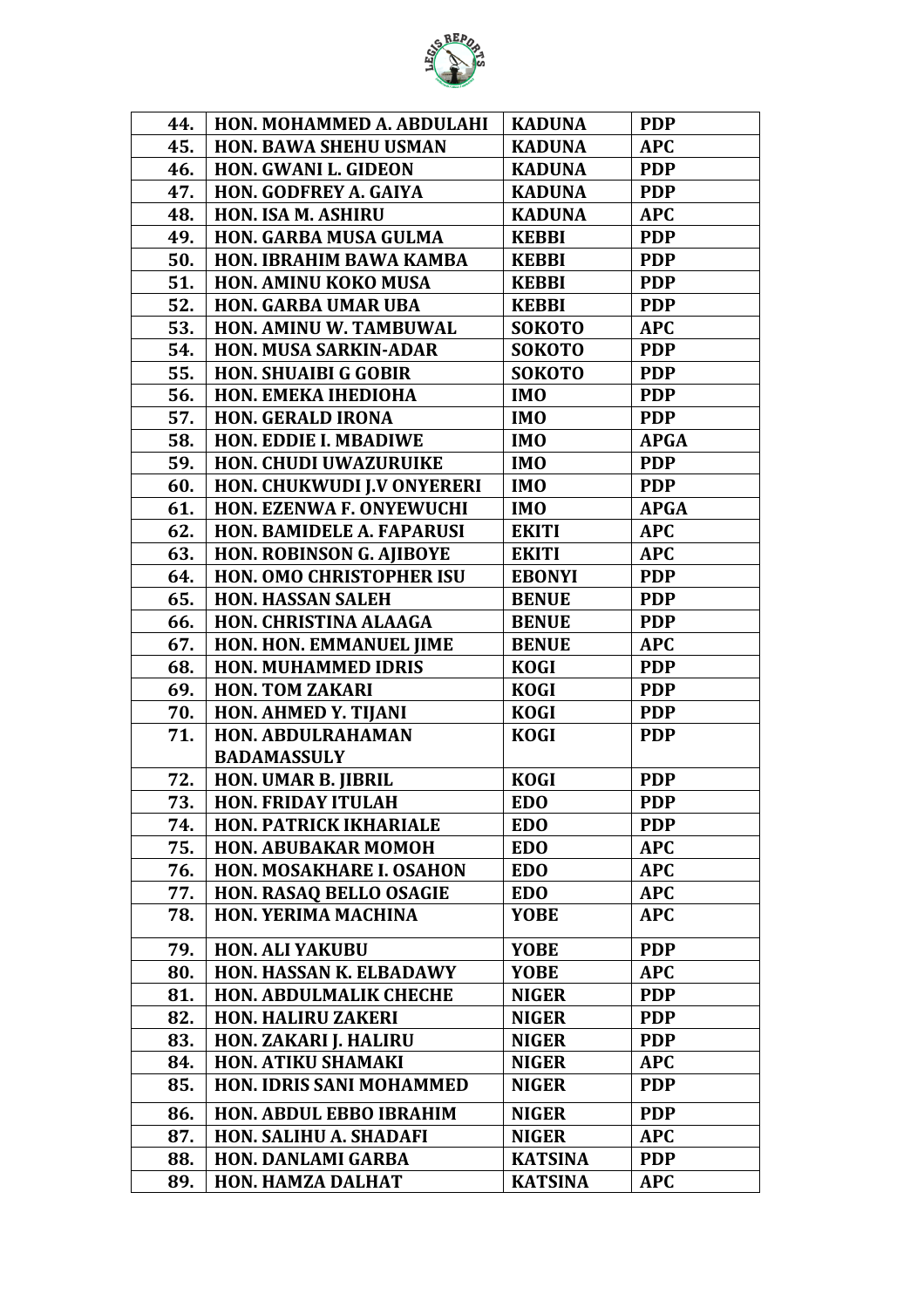| 44. | HON. MOHAMMED A. ABDULAHI | KADUNA | PDP |
|---|---|---|---|
| 45. | HON. BAWA SHEHU USMAN | KADUNA | APC |
| 46. | HON. GWANI L. GIDEON | KADUNA | PDP |
| 47. | HON. GODFREY A. GAIYA | KADUNA | PDP |
| 48. | HON. ISA M. ASHIRU | KADUNA | APC |
| 49. | HON. GARBA MUSA GULMA | KEBBI | PDP |
| 50. | HON. IBRAHIM BAWA KAMBA | KEBBI | PDP |
| 51. | HON. AMINU KOKO MUSA | KEBBI | PDP |
| 52. | HON. GARBA UMAR UBA | KEBBI | PDP |
| 53. | HON. AMINU W. TAMBUWAL | SOKOTO | APC |
| 54. | HON. MUSA SARKIN-ADAR | SOKOTO | PDP |
| 55. | HON. SHUAIBI G GOBIR | SOKOTO | PDP |
| 56. | HON. EMEKA IHEDIOHA | IMO | PDP |
| 57. | HON. GERALD IRONA | IMO | PDP |
| 58. | HON. EDDIE I. MBADIWE | IMO | APGA |
| 59. | HON. CHUDI UWAZURUIKE | IMO | PDP |
| 60. | HON. CHUKWUDI J.V ONYERERI | IMO | PDP |
| 61. | HON. EZENWA F. ONYEWUCHI | IMO | APGA |
| 62. | HON. BAMIDELE A. FAPARUSI | EKITI | APC |
| 63. | HON. ROBINSON G. AJIBOYE | EKITI | APC |
| 64. | HON. OMO CHRISTOPHER ISU | EBONYI | PDP |
| 65. | HON. HASSAN SALEH | BENUE | PDP |
| 66. | HON. CHRISTINA ALAAGA | BENUE | PDP |
| 67. | HON. HON. EMMANUEL JIME | BENUE | APC |
| 68. | HON. MUHAMMED IDRIS | KOGI | PDP |
| 69. | HON. TOM ZAKARI | KOGI | PDP |
| 70. | HON. AHMED Y. TIJANI | KOGI | PDP |
| 71. | HON. ABDULRAHAMAN BADAMASSULY | KOGI | PDP |
| 72. | HON. UMAR B. JIBRIL | KOGI | PDP |
| 73. | HON. FRIDAY ITULAH | EDO | PDP |
| 74. | HON. PATRICK IKHARIALE | EDO | PDP |
| 75. | HON. ABUBAKAR MOMOH | EDO | APC |
| 76. | HON. MOSAKHARE I. OSAHON | EDO | APC |
| 77. | HON. RASAQ BELLO OSAGIE | EDO | APC |
| 78. | HON. YERIMA MACHINA | YOBE | APC |
| 79. | HON. ALI YAKUBU | YOBE | PDP |
| 80. | HON. HASSAN K. ELBADAWY | YOBE | APC |
| 81. | HON. ABDULMALIK CHECHE | NIGER | PDP |
| 82. | HON. HALIRU ZAKERI | NIGER | PDP |
| 83. | HON. ZAKARI J. HALIRU | NIGER | PDP |
| 84. | HON. ATIKU SHAMAKI | NIGER | APC |
| 85. | HON. IDRIS SANI MOHAMMED | NIGER | PDP |
| 86. | HON. ABDUL EBBO IBRAHIM | NIGER | PDP |
| 87. | HON. SALIHU A. SHADAFI | NIGER | APC |
| 88. | HON. DANLAMI GARBA | KATSINA | PDP |
| 89. | HON. HAMZA DALHAT | KATSINA | APC |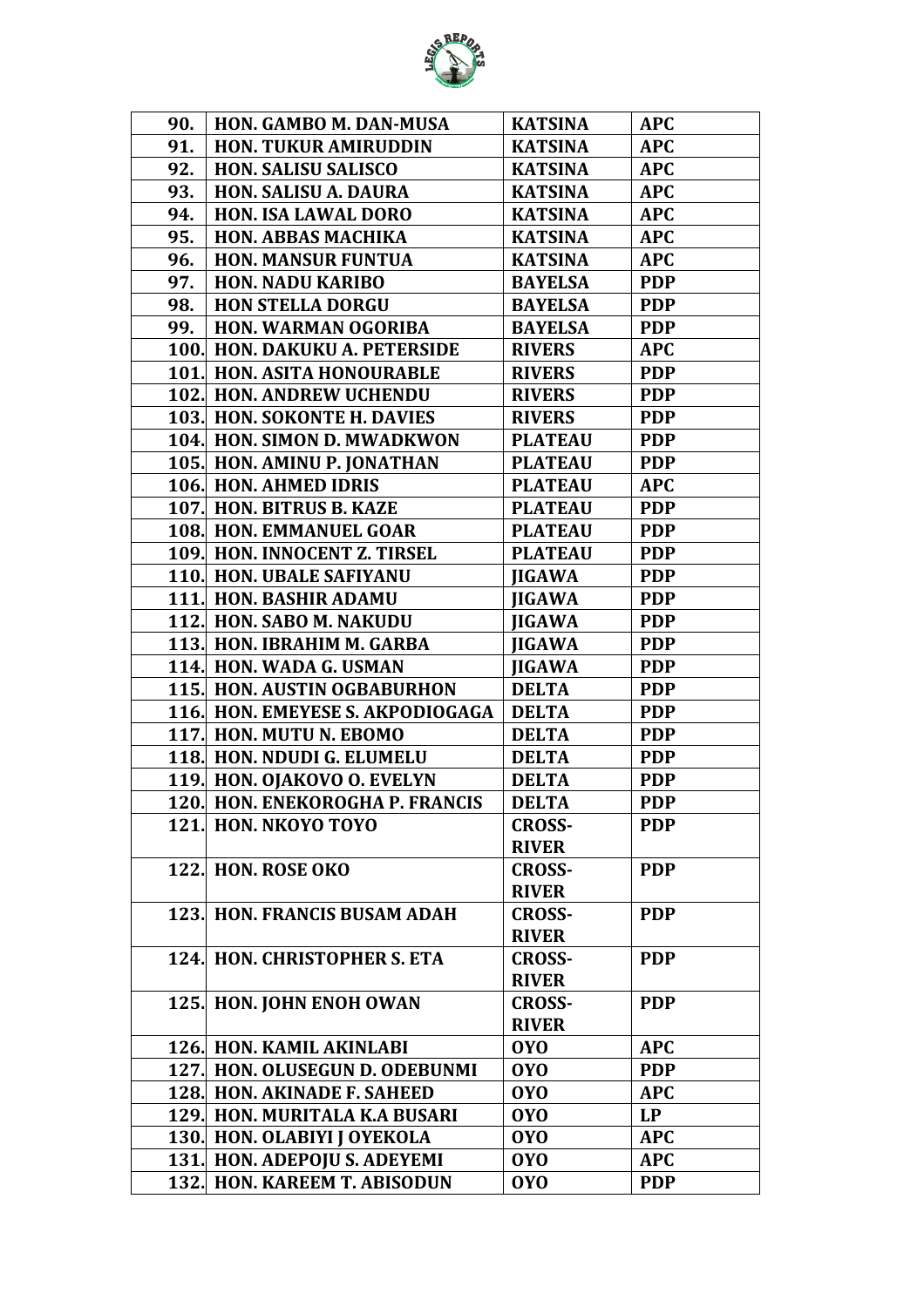| | | | |
|---|---|---|---|
| 90. | HON. GAMBO M. DAN-MUSA | KATSINA | APC |
| 91. | HON. TUKUR AMIRUDDIN | KATSINA | APC |
| 92. | HON. SALISU SALISCO | KATSINA | APC |
| 93. | HON. SALISU A. DAURA | KATSINA | APC |
| 94. | HON. ISA LAWAL DORO | KATSINA | APC |
| 95. | HON. ABBAS MACHIKA | KATSINA | APC |
| 96. | HON. MANSUR FUNTUA | KATSINA | APC |
| 97. | HON. NADU KARIBO | BAYELSA | PDP |
| 98. | HON STELLA DORGU | BAYELSA | PDP |
| 99. | HON. WARMAN OGORIBA | BAYELSA | PDP |
| 100. | HON. DAKUKU A. PETERSIDE | RIVERS | APC |
| 101. | HON. ASITA HONOURABLE | RIVERS | PDP |
| 102. | HON. ANDREW UCHENDU | RIVERS | PDP |
| 103. | HON. SOKONTE H. DAVIES | RIVERS | PDP |
| 104. | HON. SIMON D. MWADKWON | PLATEAU | PDP |
| 105. | HON. AMINU P. JONATHAN | PLATEAU | PDP |
| 106. | HON. AHMED IDRIS | PLATEAU | APC |
| 107. | HON. BITRUS B. KAZE | PLATEAU | PDP |
| 108. | HON. EMMANUEL GOAR | PLATEAU | PDP |
| 109. | HON. INNOCENT Z. TIRSEL | PLATEAU | PDP |
| 110. | HON. UBALE SAFIYANU | JIGAWA | PDP |
| 111. | HON. BASHIR ADAMU | JIGAWA | PDP |
| 112. | HON. SABO M. NAKUDU | JIGAWA | PDP |
| 113. | HON. IBRAHIM M. GARBA | JIGAWA | PDP |
| 114. | HON. WADA G. USMAN | JIGAWA | PDP |
| 115. | HON. AUSTIN OGBABURHON | DELTA | PDP |
| 116. | HON. EMEYESE S. AKPODIOGAGA | DELTA | PDP |
| 117. | HON. MUTU N. EBOMO | DELTA | PDP |
| 118. | HON. NDUDI G. ELUMELU | DELTA | PDP |
| 119. | HON. OJAKOVO O. EVELYN | DELTA | PDP |
| 120. | HON. ENEKOROGHA P. FRANCIS | DELTA | PDP |
| 121. | HON. NKOYO TOYO | CROSS-RIVER | PDP |
| 122. | HON. ROSE OKO | CROSS-RIVER | PDP |
| 123. | HON. FRANCIS BUSAM ADAH | CROSS-RIVER | PDP |
| 124. | HON. CHRISTOPHER S. ETA | CROSS-RIVER | PDP |
| 125. | HON. JOHN ENOH OWAN | CROSS-RIVER | PDP |
| 126. | HON. KAMIL AKINLABI | OYO | APC |
| 127. | HON. OLUSEGUN D. ODEBUNMI | OYO | PDP |
| 128. | HON. AKINADE F. SAHEED | OYO | APC |
| 129. | HON. MURITALA K.A BUSARI | OYO | LP |
| 130. | HON. OLABIYI J OYEKOLA | OYO | APC |
| 131. | HON. ADEPOJU S. ADEYEMI | OYO | APC |
| 132. | HON. KAREEM T. ABISODUN | OYO | PDP |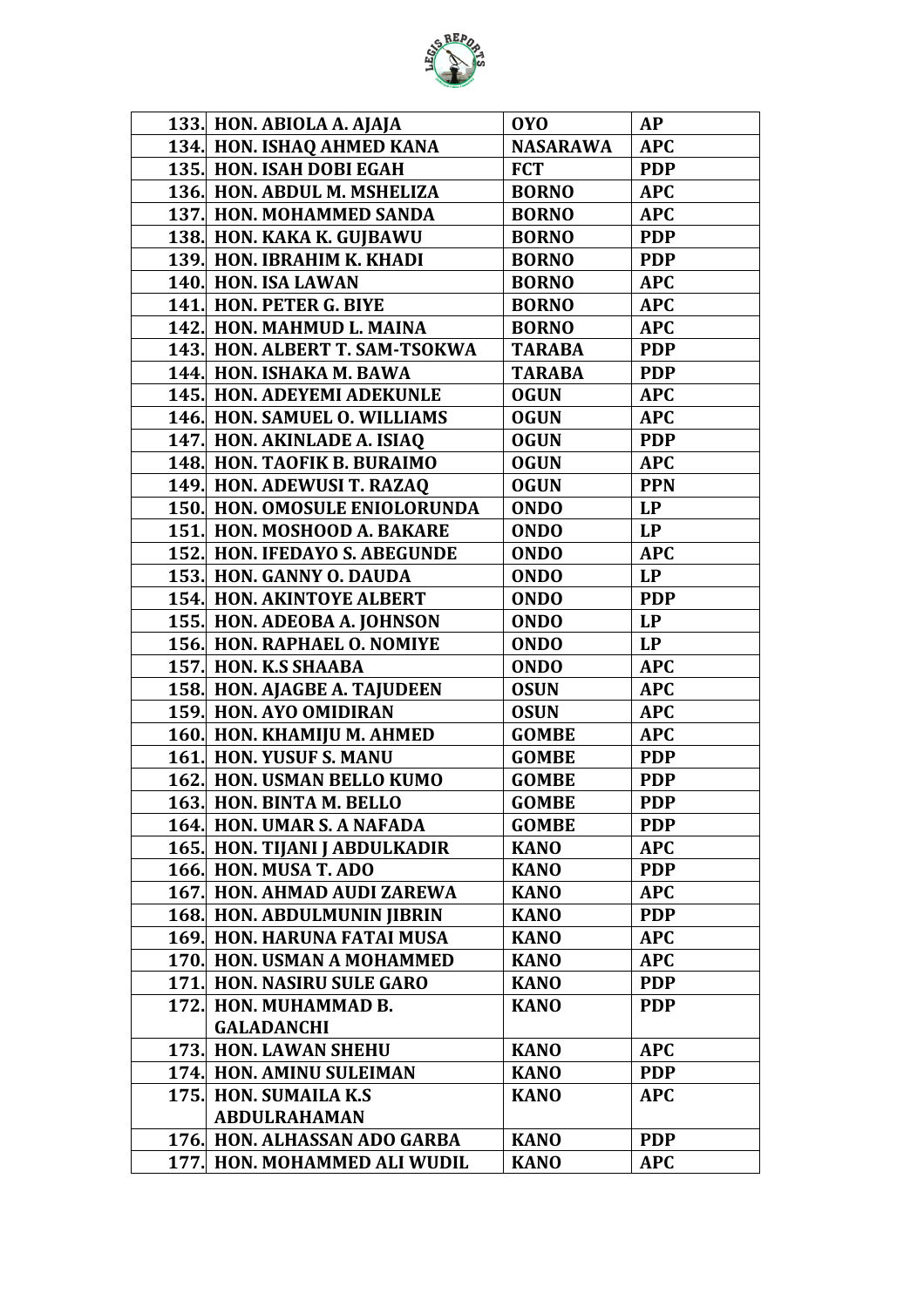| | | | |
|---|---|---|---|
| 133. | HON. ABIOLA A. AJAJA | OYO | AP |
| 134. | HON. ISHAQ AHMED KANA | NASARAWA | APC |
| 135. | HON. ISAH DOBI EGAH | FCT | PDP |
| 136. | HON. ABDUL M. MSHELIZA | BORNO | APC |
| 137. | HON. MOHAMMED SANDA | BORNO | APC |
| 138. | HON. KAKA K. GUJBAWU | BORNO | PDP |
| 139. | HON. IBRAHIM K. KHADI | BORNO | PDP |
| 140. | HON. ISA LAWAN | BORNO | APC |
| 141. | HON. PETER G. BIYE | BORNO | APC |
| 142. | HON. MAHMUD L. MAINA | BORNO | APC |
| 143. | HON. ALBERT T. SAM-TSOKWA | TARABA | PDP |
| 144. | HON. ISHAKA M. BAWA | TARABA | PDP |
| 145. | HON. ADEYEMI ADEKUNLE | OGUN | APC |
| 146. | HON. SAMUEL O. WILLIAMS | OGUN | APC |
| 147. | HON. AKINLADE A. ISIAQ | OGUN | PDP |
| 148. | HON. TAOFIK B. BURAIMO | OGUN | APC |
| 149. | HON. ADEWUSI T. RAZAQ | OGUN | PPN |
| 150. | HON. OMOSULE ENIOLORUNDA | ONDO | LP |
| 151. | HON. MOSHOOD A. BAKARE | ONDO | LP |
| 152. | HON. IFEDAYO S. ABEGUNDE | ONDO | APC |
| 153. | HON. GANNY O. DAUDA | ONDO | LP |
| 154. | HON. AKINTOYE ALBERT | ONDO | PDP |
| 155. | HON. ADEOBA A. JOHNSON | ONDO | LP |
| 156. | HON. RAPHAEL O. NOMIYE | ONDO | LP |
| 157. | HON. K.S SHAABA | ONDO | APC |
| 158. | HON. AJAGBE A. TAJUDEEN | OSUN | APC |
| 159. | HON. AYO OMIDIRAN | OSUN | APC |
| 160. | HON. KHAMIJU M. AHMED | GOMBE | APC |
| 161. | HON. YUSUF S. MANU | GOMBE | PDP |
| 162. | HON. USMAN BELLO KUMO | GOMBE | PDP |
| 163. | HON. BINTA M. BELLO | GOMBE | PDP |
| 164. | HON. UMAR S. A NAFADA | GOMBE | PDP |
| 165. | HON. TIJANI J ABDULKADIR | KANO | APC |
| 166. | HON. MUSA T. ADO | KANO | PDP |
| 167. | HON. AHMAD AUDI ZAREWA | KANO | APC |
| 168. | HON. ABDULMUNIN JIBRIN | KANO | PDP |
| 169. | HON. HARUNA FATAI MUSA | KANO | APC |
| 170. | HON. USMAN A MOHAMMED | KANO | APC |
| 171. | HON. NASIRU SULE GARO | KANO | PDP |
| 172. | HON. MUHAMMAD B. GALADANCHI | KANO | PDP |
| 173. | HON. LAWAN SHEHU | KANO | APC |
| 174. | HON. AMINU SULEIMAN | KANO | PDP |
| 175. | HON. SUMAILA K.S ABDULRAHAMAN | KANO | APC |
| 176. | HON. ALHASSAN ADO GARBA | KANO | PDP |
| 177. | HON. MOHAMMED ALI WUDIL | KANO | APC |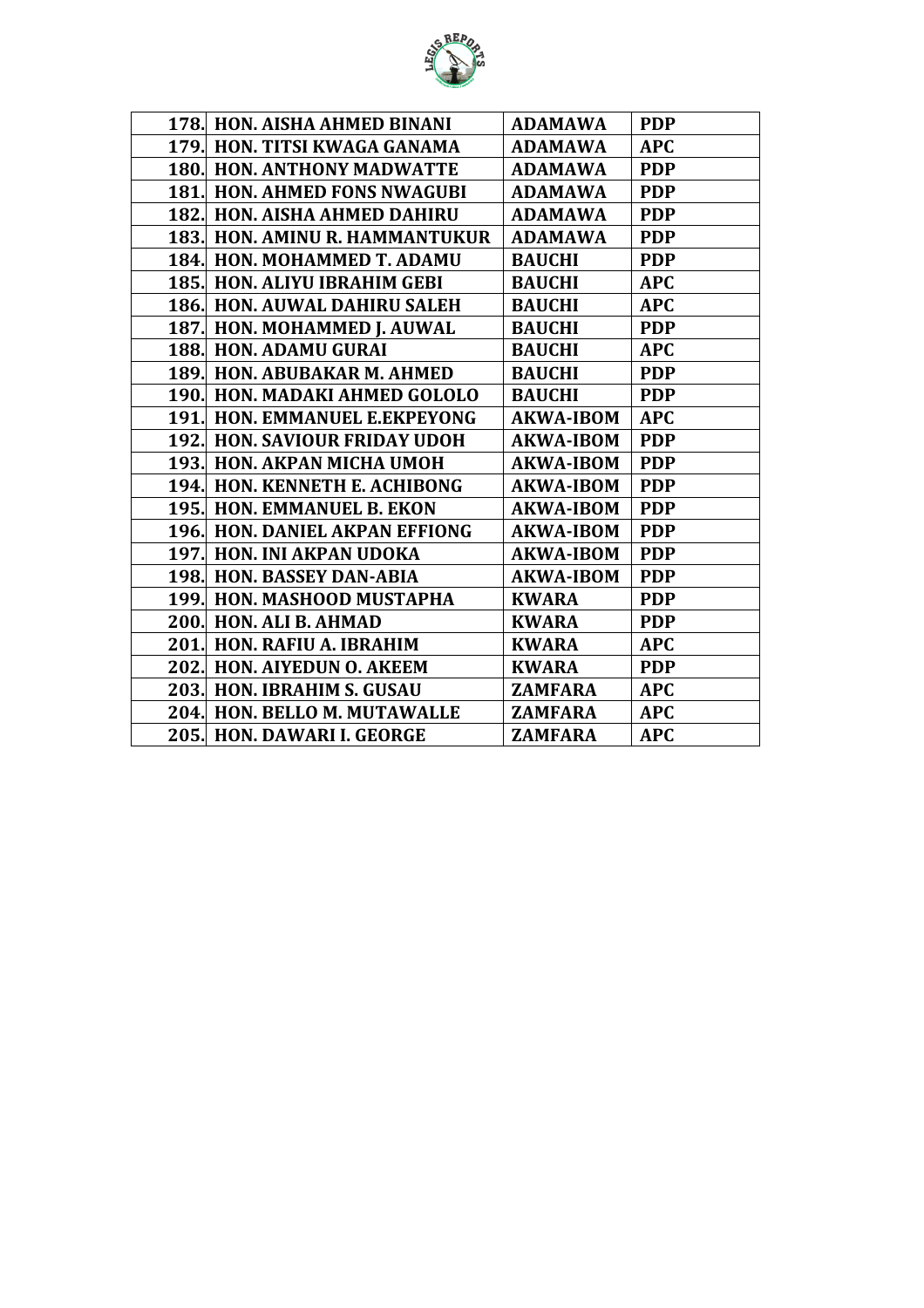| | | | |
|---|---|---|---|
| 178. | HON. AISHA AHMED BINANI | ADAMAWA | PDP |
| 179. | HON. TITSI KWAGA GANAMA | ADAMAWA | APC |
| 180. | HON. ANTHONY MADWATTE | ADAMAWA | PDP |
| 181. | HON. AHMED FONS NWAGUBI | ADAMAWA | PDP |
| 182. | HON. AISHA AHMED DAHIRU | ADAMAWA | PDP |
| 183. | HON. AMINU R. HAMMANTUKUR | ADAMAWA | PDP |
| 184. | HON. MOHAMMED T. ADAMU | BAUCHI | PDP |
| 185. | HON. ALIYU IBRAHIM GEBI | BAUCHI | APC |
| 186. | HON. AUWAL DAHIRU SALEH | BAUCHI | APC |
| 187. | HON. MOHAMMED J. AUWAL | BAUCHI | PDP |
| 188. | HON. ADAMU GURAI | BAUCHI | APC |
| 189. | HON. ABUBAKAR M. AHMED | BAUCHI | PDP |
| 190. | HON. MADAKI AHMED GOLOLO | BAUCHI | PDP |
| 191. | HON. EMMANUEL E.EKPEYONG | AKWA-IBOM | APC |
| 192. | HON. SAVIOUR FRIDAY UDOH | AKWA-IBOM | PDP |
| 193. | HON. AKPAN MICHA UMOH | AKWA-IBOM | PDP |
| 194. | HON. KENNETH E. ACHIBONG | AKWA-IBOM | PDP |
| 195. | HON. EMMANUEL B. EKON | AKWA-IBOM | PDP |
| 196. | HON. DANIEL AKPAN EFFIONG | AKWA-IBOM | PDP |
| 197. | HON. INI AKPAN UDOKA | AKWA-IBOM | PDP |
| 198. | HON. BASSEY DAN-ABIA | AKWA-IBOM | PDP |
| 199. | HON. MASHOOD MUSTAPHA | KWARA | PDP |
| 200. | HON. ALI B. AHMAD | KWARA | PDP |
| 201. | HON. RAFIU A. IBRAHIM | KWARA | APC |
| 202. | HON. AIYEDUN O. AKEEM | KWARA | PDP |
| 203. | HON. IBRAHIM S. GUSAU | ZAMFARA | APC |
| 204. | HON. BELLO M. MUTAWALLE | ZAMFARA | APC |
| 205. | HON. DAWARI I. GEORGE | ZAMFARA | APC |